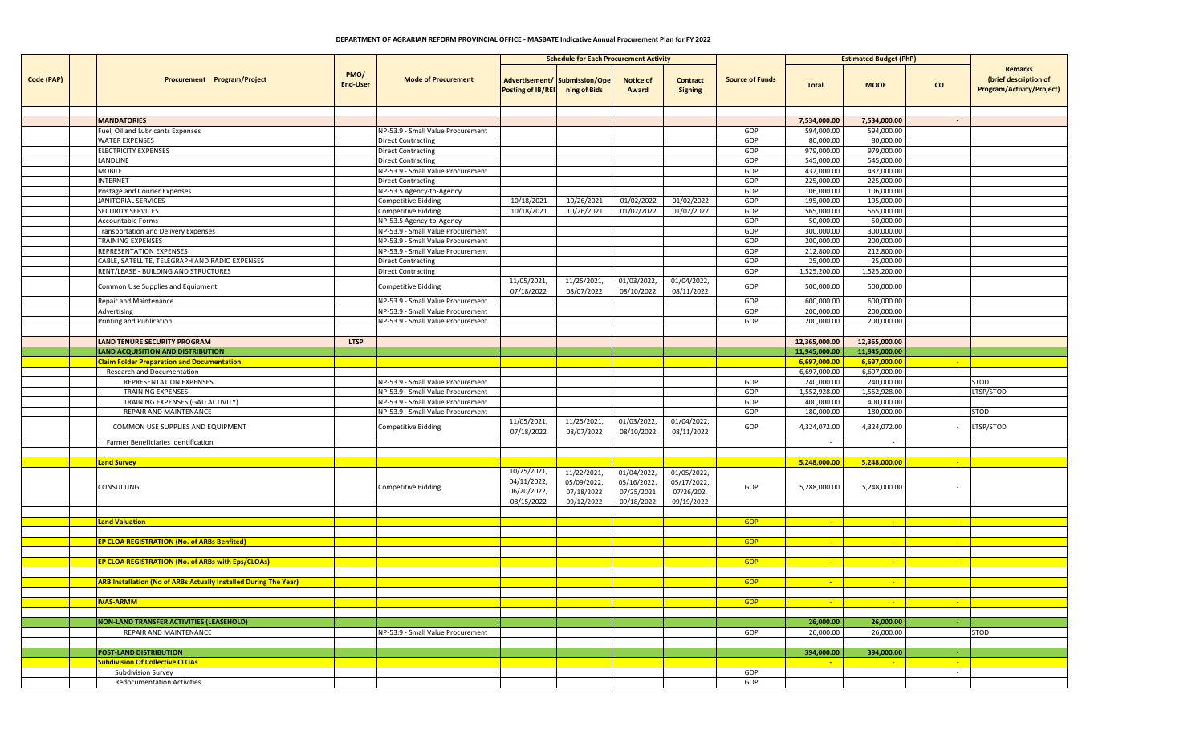# DEPARTMENT OF AGRARIAN REFORM PROVINCIAL OFFICE - MASBATE Indicative Annual Procurement Plan for FY 2022

| Code (PAP) | | Procurement Program/Project | PMO/ End-User | Mode of Procurement | Schedule for Each Procurement Activity | | | | Source of Funds | Estimated Budget (PhP) | | | Remarks (brief description of Program/Activity/Project) |
|---|---|---|---|---|---|---|---|---|---|---|---|---|---|
| | | | | | Advertisement/ Posting of IB/REI | Submission/Opening of Bids | Notice of Award | Contract Signing | | Total | MOOE | CO | |
| | | **MANDATORIES** | | | | | | | | 7,534,000.00 | 7,534,000.00 | - | |
| | | Fuel, Oil and Lubricants Expenses | | NP-53.9 - Small Value Procurement | | | | | GOP | 594,000.00 | 594,000.00 | | |
| | | WATER EXPENSES | | Direct Contracting | | | | | GOP | 80,000.00 | 80,000.00 | | |
| | | ELECTRICITY EXPENSES | | Direct Contracting | | | | | GOP | 979,000.00 | 979,000.00 | | |
| | | LANDLINE | | Direct Contracting | | | | | GOP | 545,000.00 | 545,000.00 | | |
| | | MOBILE | | NP-53.9 - Small Value Procurement | | | | | GOP | 432,000.00 | 432,000.00 | | |
| | | INTERNET | | Direct Contracting | | | | | GOP | 225,000.00 | 225,000.00 | | |
| | | Postage and Courier Expenses | | NP-53.5 Agency-to-Agency | | | | | GOP | 106,000.00 | 106,000.00 | | |
| | | JANITORIAL SERVICES | | Competitive Bidding | 10/18/2021 | 10/26/2021 | 01/02/2022 | 01/02/2022 | GOP | 195,000.00 | 195,000.00 | | |
| | | SECURITY SERVICES | | Competitive Bidding | 10/18/2021 | 10/26/2021 | 01/02/2022 | 01/02/2022 | GOP | 565,000.00 | 565,000.00 | | |
| | | Accountable Forms | | NP-53.5 Agency-to-Agency | | | | | GOP | 50,000.00 | 50,000.00 | | |
| | | Transportation and Delivery Expenses | | NP-53.9 - Small Value Procurement | | | | | GOP | 300,000.00 | 300,000.00 | | |
| | | TRAINING EXPENSES | | NP-53.9 - Small Value Procurement | | | | | GOP | 200,000.00 | 200,000.00 | | |
| | | REPRESENTATION EXPENSES | | NP-53.9 - Small Value Procurement | | | | | GOP | 212,800.00 | 212,800.00 | | |
| | | CABLE, SATELLITE, TELEGRAPH AND RADIO EXPENSES | | Direct Contracting | | | | | GOP | 25,000.00 | 25,000.00 | | |
| | | RENT/LEASE - BUILDING AND STRUCTURES | | Direct Contracting | | | | | GOP | 1,525,200.00 | 1,525,200.00 | | |
| | | Common Use Supplies and Equipment | | Competitive Bidding | 11/05/2021, 07/18/2022 | 11/25/2021, 08/07/2022 | 01/03/2022, 08/10/2022 | 01/04/2022, 08/11/2022 | GOP | 500,000.00 | 500,000.00 | | |
| | | Repair and Maintenance | | NP-53.9 - Small Value Procurement | | | | | GOP | 600,000.00 | 600,000.00 | | |
| | | Advertising | | NP-53.9 - Small Value Procurement | | | | | GOP | 200,000.00 | 200,000.00 | | |
| | | Printing and Publication | | NP-53.9 - Small Value Procurement | | | | | GOP | 200,000.00 | 200,000.00 | | |
| | | **LAND TENURE SECURITY PROGRAM** | **LTSP** | | | | | | | 12,365,000.00 | 12,365,000.00 | | |
| | | **LAND ACQUISITION AND DISTRIBUTION** | | | | | | | | 11,945,000.00 | 11,945,000.00 | | |
| | | **Claim Folder Preparation and Documentation** | | | | | | | | 6,697,000.00 | 6,697,000.00 | - | |
| | | Research and Documentation | | | | | | | | 6,697,000.00 | 6,697,000.00 | - | |
| | | REPRESENTATION EXPENSES | | NP-53.9 - Small Value Procurement | | | | | GOP | 240,000.00 | 240,000.00 | | STOD |
| | | TRAINING EXPENSES | | NP-53.9 - Small Value Procurement | | | | | GOP | 1,552,928.00 | 1,552,928.00 | - | LTSP/STOD |
| | | TRAINING EXPENSES (GAD ACTIVITY) | | NP-53.9 - Small Value Procurement | | | | | GOP | 400,000.00 | 400,000.00 | | |
| | | REPAIR AND MAINTENANCE | | NP-53.9 - Small Value Procurement | | | | | GOP | 180,000.00 | 180,000.00 | - | STOD |
| | | COMMON USE SUPPLIES AND EQUIPMENT | | Competitive Bidding | 11/05/2021, 07/18/2022 | 11/25/2021, 08/07/2022 | 01/03/2022, 08/10/2022 | 01/04/2022, 08/11/2022 | GOP | 4,324,072.00 | 4,324,072.00 | - | LTSP/STOD |
| | | Farmer Beneficiaries Identification | | | | | | | | - | - | | |
| | | **Land Survey** | | | | | | | | 5,248,000.00 | 5,248,000.00 | - | |
| | | CONSULTING | | Competitive Bidding | 10/25/2021, 04/11/2022, 06/20/2022, 08/15/2022 | 11/22/2021, 05/09/2022, 07/18/2022 09/12/2022 | 01/04/2022, 05/16/2022, 07/25/2021 09/18/2022 | 01/05/2022, 05/17/2022, 07/26/202, 09/19/2022 | GOP | 5,288,000.00 | 5,248,000.00 | - | |
| | | **Land Valuation** | | | | | | | GOP | - | - | - | |
| | | **EP CLOA REGISTRATION (No. of ARBs Benfited)** | | | | | | | GOP | - | - | - | |
| | | **EP CLOA REGISTRATION (No. of ARBs with Eps/CLOAs)** | | | | | | | GOP | - | - | - | |
| | | **ARB Installation (No of ARBs Actually Installed During The Year)** | | | | | | | GOP | - | - | | |
| | | **IVAS-ARMM** | | | | | | | GOP | - | - | - | |
| | | **NON-LAND TRANSFER ACTIVITIES (LEASEHOLD)** | | | | | | | | 26,000.00 | 26,000.00 | - | |
| | | REPAIR AND MAINTENANCE | | NP-53.9 - Small Value Procurement | | | | | GOP | 26,000.00 | 26,000.00 | | STOD |
| | | **POST-LAND DISTRIBUTION** | | | | | | | | 394,000.00 | 394,000.00 | - | |
| | | **Subdivision Of Collective CLOAs** | | | | | | | | - | - | - | |
| | | Subdivision Survey | | | | | | | GOP | | | - | |
| | | Redocumentation Activities | | | | | | | GOP | | | | |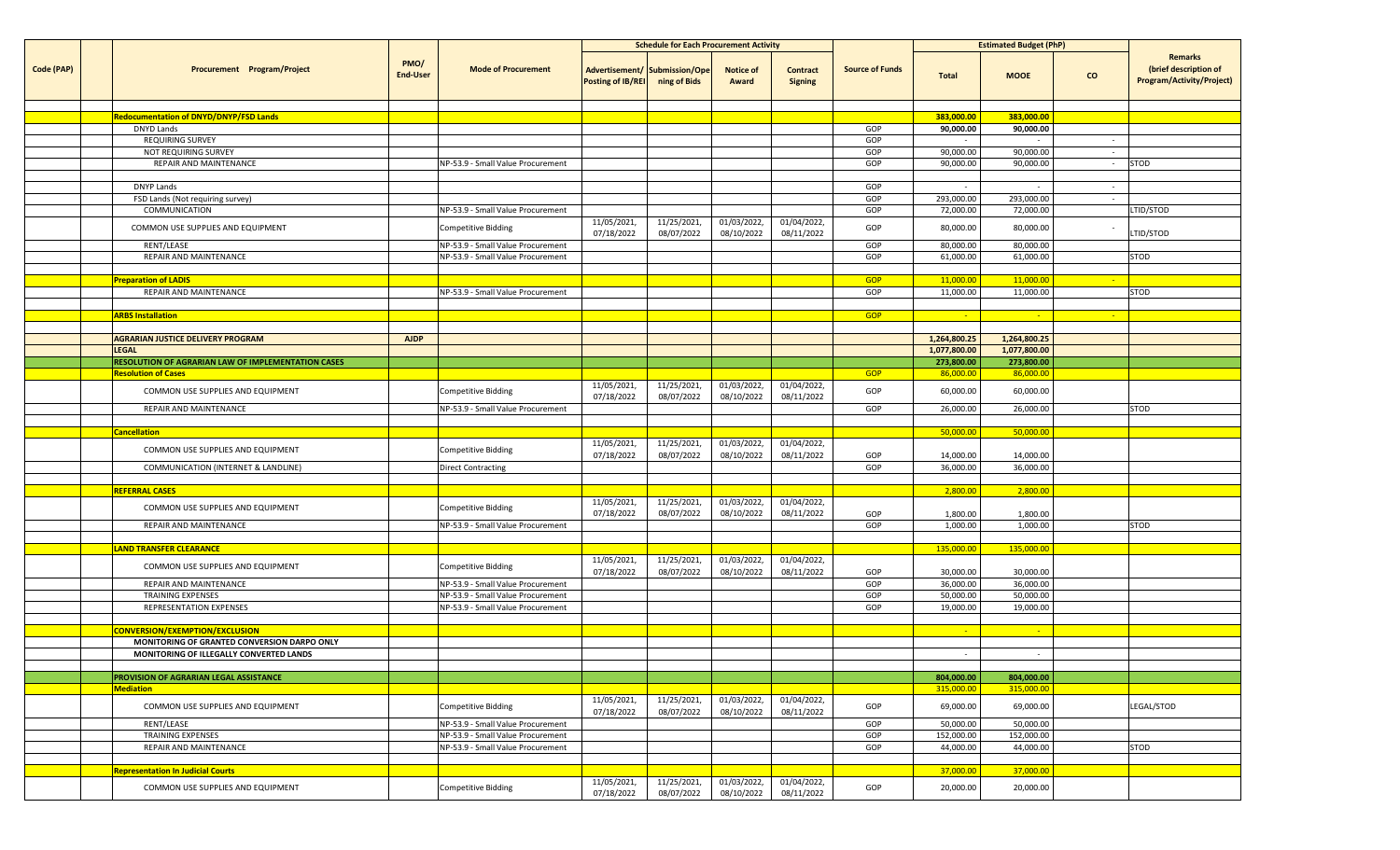| Code (PAP) | | Procurement Program/Project | PMO/ End-User | Mode of Procurement | Schedule for Each Procurement Activity | | | | Source of Funds | Estimated Budget (PhP) | | | Remarks (brief description of Program/Activity/Project) |
|---|---|---|---|---|---|---|---|---|---|---|---|---|---|
| | | | | | Advertisement/ Posting of IB/REI | Submission/Opening of Bids | Notice of Award | Contract Signing | | Total | MOOE | CO | |
| | | **Redocumentation of DNYD/DNYP/FSD Lands** | | | | | | | | 383,000.00 | 383,000.00 | | |
| | | DNYD Lands | | | | | | | GOP | 90,000.00 | 90,000.00 | | |
| | | REQUIRING SURVEY | | | | | | | GOP | - | - | - | |
| | | NOT REQUIRING SURVEY | | | | | | | GOP | 90,000.00 | 90,000.00 | - | |
| | | REPAIR AND MAINTENANCE | | NP-53.9 - Small Value Procurement | | | | | GOP | 90,000.00 | 90,000.00 | - | STOD |
| | | DNYP Lands | | | | | | | GOP | - | - | - | |
| | | FSD Lands (Not requiring survey) | | | | | | | GOP | 293,000.00 | 293,000.00 | - | |
| | | COMMUNICATION | | NP-53.9 - Small Value Procurement | | | | | GOP | 72,000.00 | 72,000.00 | | LTID/STOD |
| | | COMMON USE SUPPLIES AND EQUIPMENT | | Competitive Bidding | 11/05/2021, 07/18/2022 | 11/25/2021, 08/07/2022 | 01/03/2022, 08/10/2022 | 01/04/2022, 08/11/2022 | GOP | 80,000.00 | 80,000.00 | - | LTID/STOD |
| | | RENT/LEASE | | NP-53.9 - Small Value Procurement | | | | | GOP | 80,000.00 | 80,000.00 | | |
| | | REPAIR AND MAINTENANCE | | NP-53.9 - Small Value Procurement | | | | | GOP | 61,000.00 | 61,000.00 | | STOD |
| | | **Preparation of LADIS** | | | | | | | GOP | 11,000.00 | 11,000.00 | - | |
| | | REPAIR AND MAINTENANCE | | NP-53.9 - Small Value Procurement | | | | | GOP | 11,000.00 | 11,000.00 | | STOD |
| | | **ARBS Installation** | | | | | | | GOP | - | - | - | |
| | | **AGRARIAN JUSTICE DELIVERY PROGRAM** | **AJDP** | | | | | | | 1,264,800.25 | 1,264,800.25 | | |
| | | **LEGAL** | | | | | | | | 1,077,800.00 | 1,077,800.00 | | |
| | | **RESOLUTION OF AGRARIAN LAW OF IMPLEMENTATION CASES** | | | | | | | | 273,800.00 | 273,800.00 | | |
| | | **Resolution of Cases** | | | | | | | GOP | 86,000.00 | 86,000.00 | | |
| | | COMMON USE SUPPLIES AND EQUIPMENT | | Competitive Bidding | 11/05/2021, 07/18/2022 | 11/25/2021, 08/07/2022 | 01/03/2022, 08/10/2022 | 01/04/2022, 08/11/2022 | GOP | 60,000.00 | 60,000.00 | | |
| | | REPAIR AND MAINTENANCE | | NP-53.9 - Small Value Procurement | | | | | GOP | 26,000.00 | 26,000.00 | | STOD |
| | | **Cancellation** | | | | | | | | 50,000.00 | 50,000.00 | | |
| | | COMMON USE SUPPLIES AND EQUIPMENT | | Competitive Bidding | 11/05/2021, 07/18/2022 | 11/25/2021, 08/07/2022 | 01/03/2022, 08/10/2022 | 01/04/2022, 08/11/2022 | GOP | 14,000.00 | 14,000.00 | | |
| | | COMMUNICATION (INTERNET & LANDLINE) | | Direct Contracting | | | | | GOP | 36,000.00 | 36,000.00 | | |
| | | **REFERRAL CASES** | | | | | | | | 2,800.00 | 2,800.00 | | |
| | | COMMON USE SUPPLIES AND EQUIPMENT | | Competitive Bidding | 11/05/2021, 07/18/2022 | 11/25/2021, 08/07/2022 | 01/03/2022, 08/10/2022 | 01/04/2022, 08/11/2022 | GOP | 1,800.00 | 1,800.00 | | |
| | | REPAIR AND MAINTENANCE | | NP-53.9 - Small Value Procurement | | | | | GOP | 1,000.00 | 1,000.00 | | STOD |
| | | **LAND TRANSFER CLEARANCE** | | | | | | | | 135,000.00 | 135,000.00 | | |
| | | COMMON USE SUPPLIES AND EQUIPMENT | | Competitive Bidding | 11/05/2021, 07/18/2022 | 11/25/2021, 08/07/2022 | 01/03/2022, 08/10/2022 | 01/04/2022, 08/11/2022 | GOP | 30,000.00 | 30,000.00 | | |
| | | REPAIR AND MAINTENANCE | | NP-53.9 - Small Value Procurement | | | | | GOP | 36,000.00 | 36,000.00 | | |
| | | TRAINING EXPENSES | | NP-53.9 - Small Value Procurement | | | | | GOP | 50,000.00 | 50,000.00 | | |
| | | REPRESENTATION EXPENSES | | NP-53.9 - Small Value Procurement | | | | | GOP | 19,000.00 | 19,000.00 | | |
| | | **CONVERSION/EXEMPTION/EXCLUSION** | | | | | | | | - | - | | |
| | | **MONITORING OF GRANTED CONVERSION DARPO ONLY** | | | | | | | | | | | |
| | | **MONITORING OF ILLEGALLY CONVERTED LANDS** | | | | | | | | - | - | | |
| | | **PROVISION OF AGRARIAN LEGAL ASSISTANCE** | | | | | | | | 804,000.00 | 804,000.00 | | |
| | | **Mediation** | | | | | | | | 315,000.00 | 315,000.00 | | |
| | | COMMON USE SUPPLIES AND EQUIPMENT | | Competitive Bidding | 11/05/2021, 07/18/2022 | 11/25/2021, 08/07/2022 | 01/03/2022, 08/10/2022 | 01/04/2022, 08/11/2022 | GOP | 69,000.00 | 69,000.00 | | LEGAL/STOD |
| | | RENT/LEASE | | NP-53.9 - Small Value Procurement | | | | | GOP | 50,000.00 | 50,000.00 | | |
| | | TRAINING EXPENSES | | NP-53.9 - Small Value Procurement | | | | | GOP | 152,000.00 | 152,000.00 | | |
| | | REPAIR AND MAINTENANCE | | NP-53.9 - Small Value Procurement | | | | | GOP | 44,000.00 | 44,000.00 | | STOD |
| | | **Representation In Judicial Courts** | | | | | | | | 37,000.00 | 37,000.00 | | |
| | | COMMON USE SUPPLIES AND EQUIPMENT | | Competitive Bidding | 11/05/2021, 07/18/2022 | 11/25/2021, 08/07/2022 | 01/03/2022, 08/10/2022 | 01/04/2022, 08/11/2022 | GOP | 20,000.00 | 20,000.00 | | |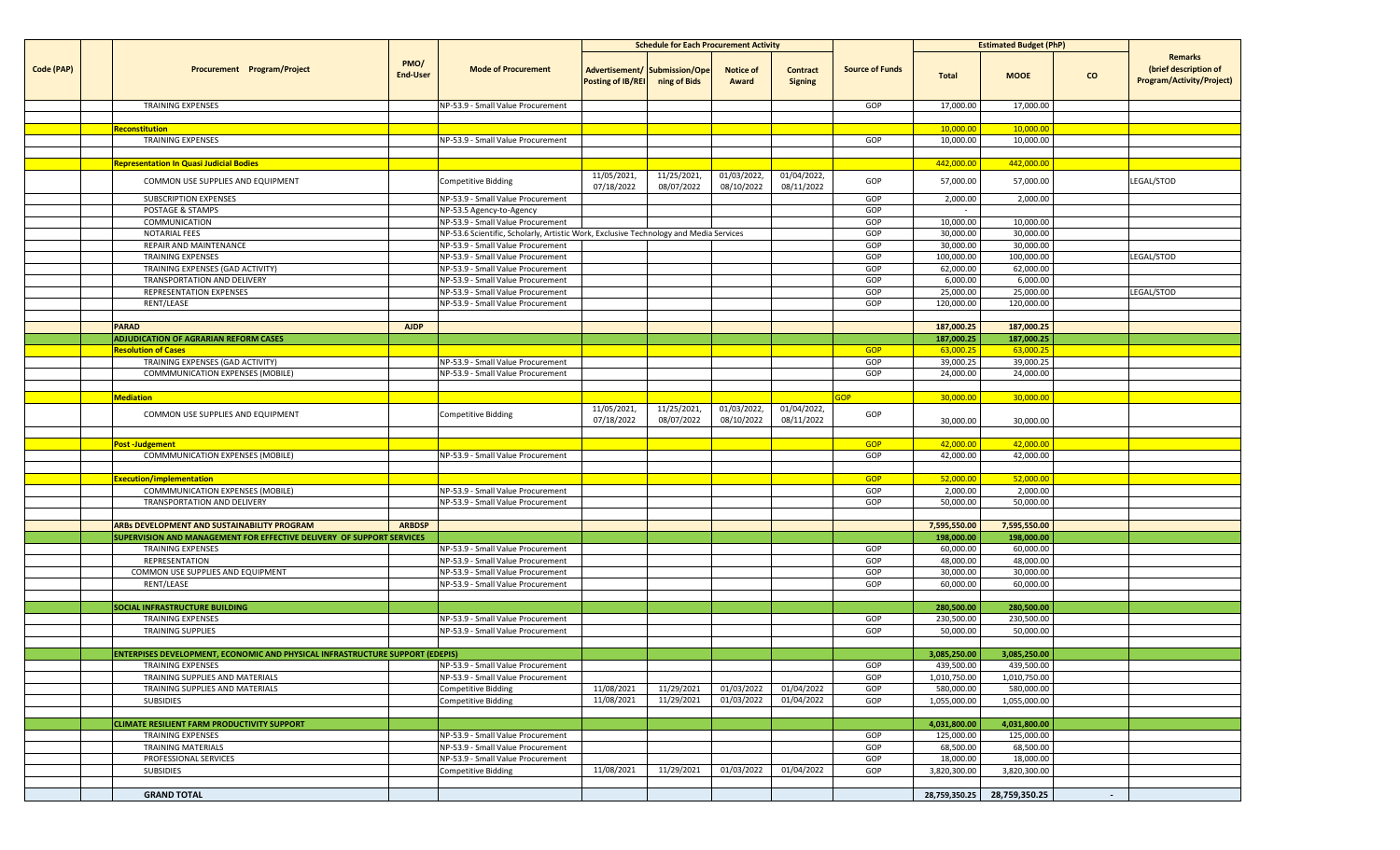| Code (PAP) | | Procurement Program/Project | PMO/ End-User | Mode of Procurement | Schedule for Each Procurement Activity | | | | Source of Funds | Estimated Budget (PhP) | | | Remarks (brief description of Program/Activity/Project) |
|---|---|---|---|---|---|---|---|---|---|---|---|---|---|
| | | | | | Advertisement/ Posting of IB/REI | Submission/Opening of Bids | Notice of Award | Contract Signing | | Total | MOOE | CO | |
| | | TRAINING EXPENSES | | NP-53.9 - Small Value Procurement | | | | | GOP | 17,000.00 | 17,000.00 | | |
| | | **Reconstitution** | | | | | | | | 10,000.00 | 10,000.00 | | |
| | | TRAINING EXPENSES | | NP-53.9 - Small Value Procurement | | | | | GOP | 10,000.00 | 10,000.00 | | |
| | | **Representation In Quasi Judicial Bodies** | | | | | | | | 442,000.00 | 442,000.00 | | |
| | | COMMON USE SUPPLIES AND EQUIPMENT | | Competitive Bidding | 11/05/2021, 07/18/2022 | 11/25/2021, 08/07/2022 | 01/03/2022, 08/10/2022 | 01/04/2022, 08/11/2022 | GOP | 57,000.00 | 57,000.00 | | LEGAL/STOD |
| | | SUBSCRIPTION EXPENSES | | NP-53.9 - Small Value Procurement | | | | | GOP | 2,000.00 | 2,000.00 | | |
| | | POSTAGE & STAMPS | | NP-53.5 Agency-to-Agency | | | | | GOP | - | | | |
| | | COMMUNICATION | | NP-53.9 - Small Value Procurement | | | | | GOP | 10,000.00 | 10,000.00 | | |
| | | NOTARIAL FEES | | NP-53.6 Scientific, Scholarly, Artistic Work, Exclusive Technology and Media Services | | | | | GOP | 30,000.00 | 30,000.00 | | |
| | | REPAIR AND MAINTENANCE | | NP-53.9 - Small Value Procurement | | | | | GOP | 30,000.00 | 30,000.00 | | |
| | | TRAINING EXPENSES | | NP-53.9 - Small Value Procurement | | | | | GOP | 100,000.00 | 100,000.00 | | LEGAL/STOD |
| | | TRAINING EXPENSES (GAD ACTIVITY) | | NP-53.9 - Small Value Procurement | | | | | GOP | 62,000.00 | 62,000.00 | | |
| | | TRANSPORTATION AND DELIVERY | | NP-53.9 - Small Value Procurement | | | | | GOP | 6,000.00 | 6,000.00 | | |
| | | REPRESENTATION EXPENSES | | NP-53.9 - Small Value Procurement | | | | | GOP | 25,000.00 | 25,000.00 | | LEGAL/STOD |
| | | RENT/LEASE | | NP-53.9 - Small Value Procurement | | | | | GOP | 120,000.00 | 120,000.00 | | |
| | | **PARAD** | **AJDP** | | | | | | | 187,000.25 | 187,000.25 | | |
| | | **ADJUDICATION OF AGRARIAN REFORM CASES** | | | | | | | | 187,000.25 | 187,000.25 | | |
| | | **Resolution of Cases** | | | | | | | GOP | 63,000.25 | 63,000.25 | | |
| | | TRAINING EXPENSES (GAD ACTIVITY) | | NP-53.9 - Small Value Procurement | | | | | GOP | 39,000.25 | 39,000.25 | | |
| | | COMMMUNICATION EXPENSES (MOBILE) | | NP-53.9 - Small Value Procurement | | | | | GOP | 24,000.00 | 24,000.00 | | |
| | | **Mediation** | | | | | | | GOP | 30,000.00 | 30,000.00 | | |
| | | COMMON USE SUPPLIES AND EQUIPMENT | | Competitive Bidding | 11/05/2021, 07/18/2022 | 11/25/2021, 08/07/2022 | 01/03/2022, 08/10/2022 | 01/04/2022, 08/11/2022 | GOP | 30,000.00 | 30,000.00 | | |
| | | **Post -Judgement** | | | | | | | GOP | 42,000.00 | 42,000.00 | | |
| | | COMMMUNICATION EXPENSES (MOBILE) | | NP-53.9 - Small Value Procurement | | | | | GOP | 42,000.00 | 42,000.00 | | |
| | | **Execution/implementation** | | | | | | | GOP | 52,000.00 | 52,000.00 | | |
| | | COMMMUNICATION EXPENSES (MOBILE) | | NP-53.9 - Small Value Procurement | | | | | GOP | 2,000.00 | 2,000.00 | | |
| | | TRANSPORTATION AND DELIVERY | | NP-53.9 - Small Value Procurement | | | | | GOP | 50,000.00 | 50,000.00 | | |
| | | **ARBs DEVELOPMENT AND SUSTAINABILITY PROGRAM** | **ARBDSP** | | | | | | | 7,595,550.00 | 7,595,550.00 | | |
| | | **SUPERVISION AND MANAGEMENT FOR EFFECTIVE DELIVERY OF SUPPORT SERVICES** | | | | | | | | 198,000.00 | 198,000.00 | | |
| | | TRAINING EXPENSES | | NP-53.9 - Small Value Procurement | | | | | GOP | 60,000.00 | 60,000.00 | | |
| | | REPRESENTATION | | NP-53.9 - Small Value Procurement | | | | | GOP | 48,000.00 | 48,000.00 | | |
| | | COMMON USE SUPPLIES AND EQUIPMENT | | NP-53.9 - Small Value Procurement | | | | | GOP | 30,000.00 | 30,000.00 | | |
| | | RENT/LEASE | | NP-53.9 - Small Value Procurement | | | | | GOP | 60,000.00 | 60,000.00 | | |
| | | **SOCIAL INFRASTRUCTURE BUILDING** | | | | | | | | 280,500.00 | 280,500.00 | | |
| | | TRAINING EXPENSES | | NP-53.9 - Small Value Procurement | | | | | GOP | 230,500.00 | 230,500.00 | | |
| | | TRAINING SUPPLIES | | NP-53.9 - Small Value Procurement | | | | | GOP | 50,000.00 | 50,000.00 | | |
| | | **ENTERPISES DEVELOPMENT, ECONOMIC AND PHYSICAL INFRASTRUCTURE SUPPORT (EDEPIS)** | | | | | | | | 3,085,250.00 | 3,085,250.00 | | |
| | | TRAINING EXPENSES | | NP-53.9 - Small Value Procurement | | | | | GOP | 439,500.00 | 439,500.00 | | |
| | | TRAINING SUPPLIES AND MATERIALS | | NP-53.9 - Small Value Procurement | | | | | GOP | 1,010,750.00 | 1,010,750.00 | | |
| | | TRAINING SUPPLIES AND MATERIALS | | Competitive Bidding | 11/08/2021 | 11/29/2021 | 01/03/2022 | 01/04/2022 | GOP | 580,000.00 | 580,000.00 | | |
| | | SUBSIDIES | | Competitive Bidding | 11/08/2021 | 11/29/2021 | 01/03/2022 | 01/04/2022 | GOP | 1,055,000.00 | 1,055,000.00 | | |
| | | **CLIMATE RESILIENT FARM PRODUCTIVITY SUPPORT** | | | | | | | | 4,031,800.00 | 4,031,800.00 | | |
| | | TRAINING EXPENSES | | NP-53.9 - Small Value Procurement | | | | | GOP | 125,000.00 | 125,000.00 | | |
| | | TRAINING MATERIALS | | NP-53.9 - Small Value Procurement | | | | | GOP | 68,500.00 | 68,500.00 | | |
| | | PROFESSIONAL SERVICES | | NP-53.9 - Small Value Procurement | | | | | GOP | 18,000.00 | 18,000.00 | | |
| | | SUBSIDIES | | Competitive Bidding | 11/08/2021 | 11/29/2021 | 01/03/2022 | 01/04/2022 | GOP | 3,820,300.00 | 3,820,300.00 | | |
| | | **GRAND TOTAL** | | | | | | | | 28,759,350.25 | 28,759,350.25 | - | |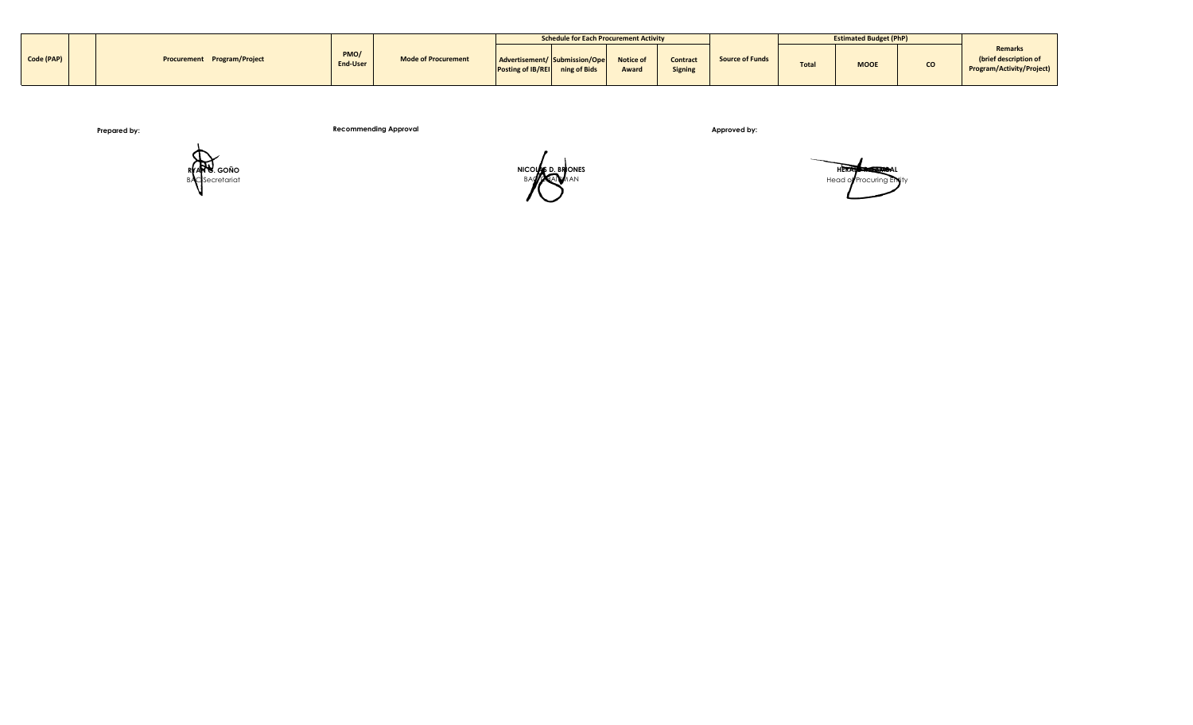| Code (PAP) | | Procurement Program/Project | PMO/ End-User | Mode of Procurement | Schedule for Each Procurement Activity | | | | Source of Funds | Estimated Budget (PhP) | | | Remarks (brief description of Program/Activity/Project) |
|---|---|---|---|---|---|---|---|---|---|---|---|---|---|
| | | | | | Advertisement/ Posting of IB/REI | Submission/Opening of Bids | Notice of Award | Contract Signing | | Total | MOOE | CO | |

Prepared by:

**RYAN C. GOÑO**
BAC Secretariat

Recommending Approval

**NICOLAS D. BRIONES**
BAC CHAIRMAN

Approved by:

**HERALD R. ...BAL**
Head of Procuring Entity